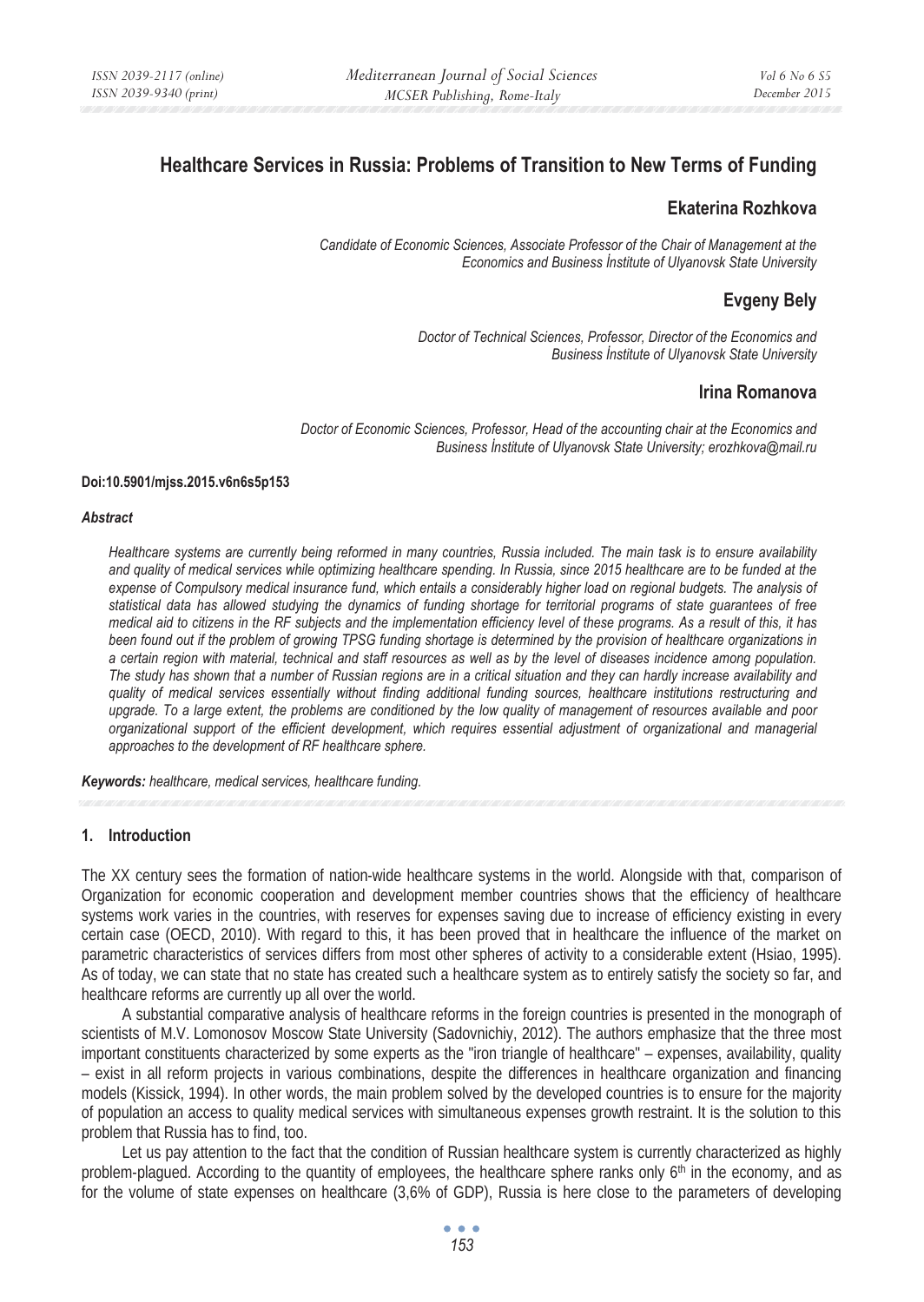# Healthcare Services in Russia: Problems of Transition to New Terms of Funding

## Ekaterina Rozhkova

*Candidate of Economic Sciences, Associate Professor of the Chair of Management at the Economics and Business İnstitute of Ulyanovsk State University*

## Evgeny Bely

*Doctor of Technical Sciences, Professor, Director of the Economics and Business İnstitute of Ulyanovsk State University*

## Irina Romanova

*Doctor of Economic Sciences, Professor, Head of the accounting chair at the Economics and Business İnstitute of Ulyanovsk State University; erozhkova@mail.ru*

**Doi:10.5901/mjss.2015.v6n6s5p153**

***Abstract***

*Healthcare systems are currently being reformed in many countries, Russia included. The main task is to ensure availability and quality of medical services while optimizing healthcare spending. In Russia, since 2015 healthcare are to be funded at the expense of Compulsory medical insurance fund, which entails a considerably higher load on regional budgets. The analysis of statistical data has allowed studying the dynamics of funding shortage for territorial programs of state guarantees of free medical aid to citizens in the RF subjects and the implementation efficiency level of these programs. As a result of this, it has been found out if the problem of growing TPSG funding shortage is determined by the provision of healthcare organizations in a certain region with material, technical and staff resources as well as by the level of diseases incidence among population. The study has shown that a number of Russian regions are in a critical situation and they can hardly increase availability and quality of medical services essentially without finding additional funding sources, healthcare institutions restructuring and upgrade. To a large extent, the problems are conditioned by the low quality of management of resources available and poor organizational support of the efficient development, which requires essential adjustment of organizational and managerial approaches to the development of RF healthcare sphere.*

***Keywords:*** *healthcare, medical services, healthcare funding.*

## 1. Introduction

The XX century sees the formation of nation-wide healthcare systems in the world. Alongside with that, comparison of Organization for economic cooperation and development member countries shows that the efficiency of healthcare systems work varies in the countries, with reserves for expenses saving due to increase of efficiency existing in every certain case (OECD, 2010). With regard to this, it has been proved that in healthcare the influence of the market on parametric characteristics of services differs from most other spheres of activity to a considerable extent (Hsiao, 1995). As of today, we can state that no state has created such a healthcare system as to entirely satisfy the society so far, and healthcare reforms are currently up all over the world.

A substantial comparative analysis of healthcare reforms in the foreign countries is presented in the monograph of scientists of M.V. Lomonosov Moscow State University (Sadovnichiy, 2012). The authors emphasize that the three most important constituents characterized by some experts as the "iron triangle of healthcare" – expenses, availability, quality – exist in all reform projects in various combinations, despite the differences in healthcare organization and financing models (Kissick, 1994). In other words, the main problem solved by the developed countries is to ensure for the majority of population an access to quality medical services with simultaneous expenses growth restraint. It is the solution to this problem that Russia has to find, too.

Let us pay attention to the fact that the condition of Russian healthcare system is currently characterized as highly problem-plagued. According to the quantity of employees, the healthcare sphere ranks only 6th in the economy, and as for the volume of state expenses on healthcare (3,6% of GDP), Russia is here close to the parameters of developing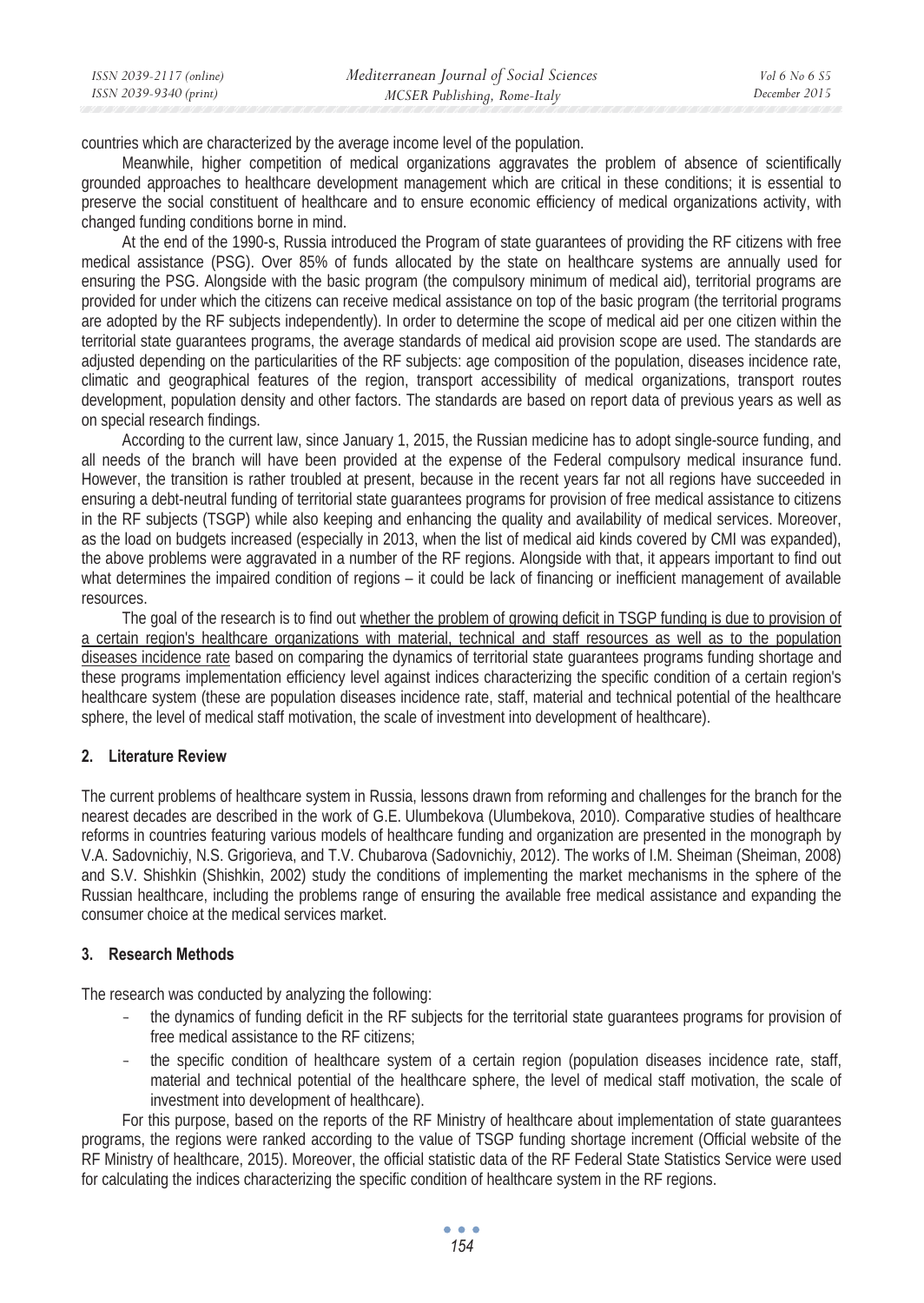countries which are characterized by the average income level of the population.

Meanwhile, higher competition of medical organizations aggravates the problem of absence of scientifically grounded approaches to healthcare development management which are critical in these conditions; it is essential to preserve the social constituent of healthcare and to ensure economic efficiency of medical organizations activity, with changed funding conditions borne in mind.

At the end of the 1990-s, Russia introduced the Program of state guarantees of providing the RF citizens with free medical assistance (PSG). Over 85% of funds allocated by the state on healthcare systems are annually used for ensuring the PSG. Alongside with the basic program (the compulsory minimum of medical aid), territorial programs are provided for under which the citizens can receive medical assistance on top of the basic program (the territorial programs are adopted by the RF subjects independently). In order to determine the scope of medical aid per one citizen within the territorial state guarantees programs, the average standards of medical aid provision scope are used. The standards are adjusted depending on the particularities of the RF subjects: age composition of the population, diseases incidence rate, climatic and geographical features of the region, transport accessibility of medical organizations, transport routes development, population density and other factors. The standards are based on report data of previous years as well as on special research findings.

According to the current law, since January 1, 2015, the Russian medicine has to adopt single-source funding, and all needs of the branch will have been provided at the expense of the Federal compulsory medical insurance fund. However, the transition is rather troubled at present, because in the recent years far not all regions have succeeded in ensuring a debt-neutral funding of territorial state guarantees programs for provision of free medical assistance to citizens in the RF subjects (TSGP) while also keeping and enhancing the quality and availability of medical services. Moreover, as the load on budgets increased (especially in 2013, when the list of medical aid kinds covered by CMI was expanded), the above problems were aggravated in a number of the RF regions. Alongside with that, it appears important to find out what determines the impaired condition of regions – it could be lack of financing or inefficient management of available resources.

The goal of the research is to find out whether the problem of growing deficit in TSGP funding is due to provision of a certain region's healthcare organizations with material, technical and staff resources as well as to the population diseases incidence rate based on comparing the dynamics of territorial state guarantees programs funding shortage and these programs implementation efficiency level against indices characterizing the specific condition of a certain region's healthcare system (these are population diseases incidence rate, staff, material and technical potential of the healthcare sphere, the level of medical staff motivation, the scale of investment into development of healthcare).

## 2. Literature Review

The current problems of healthcare system in Russia, lessons drawn from reforming and challenges for the branch for the nearest decades are described in the work of G.E. Ulumbekova (Ulumbekova, 2010). Comparative studies of healthcare reforms in countries featuring various models of healthcare funding and organization are presented in the monograph by V.A. Sadovnichiy, N.S. Grigorieva, and T.V. Chubarova (Sadovnichiy, 2012). The works of I.M. Sheiman (Sheiman, 2008) and S.V. Shishkin (Shishkin, 2002) study the conditions of implementing the market mechanisms in the sphere of the Russian healthcare, including the problems range of ensuring the available free medical assistance and expanding the consumer choice at the medical services market.

## 3. Research Methods

The research was conducted by analyzing the following:

- the dynamics of funding deficit in the RF subjects for the territorial state guarantees programs for provision of free medical assistance to the RF citizens;
- the specific condition of healthcare system of a certain region (population diseases incidence rate, staff, material and technical potential of the healthcare sphere, the level of medical staff motivation, the scale of investment into development of healthcare).

For this purpose, based on the reports of the RF Ministry of healthcare about implementation of state guarantees programs, the regions were ranked according to the value of TSGP funding shortage increment (Official website of the RF Ministry of healthcare, 2015). Moreover, the official statistic data of the RF Federal State Statistics Service were used for calculating the indices characterizing the specific condition of healthcare system in the RF regions.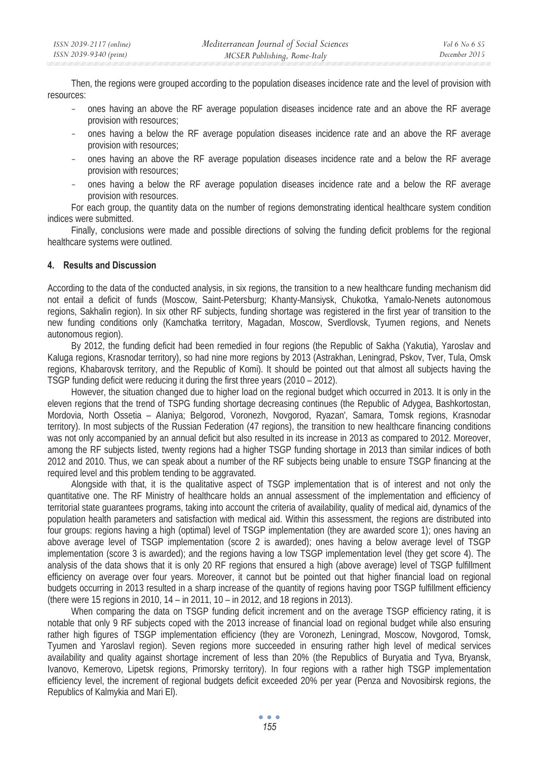Then, the regions were grouped according to the population diseases incidence rate and the level of provision with resources:

- ones having an above the RF average population diseases incidence rate and an above the RF average provision with resources;
- ones having a below the RF average population diseases incidence rate and an above the RF average provision with resources;
- ones having an above the RF average population diseases incidence rate and a below the RF average provision with resources;
- ones having a below the RF average population diseases incidence rate and a below the RF average provision with resources.

For each group, the quantity data on the number of regions demonstrating identical healthcare system condition indices were submitted.

Finally, conclusions were made and possible directions of solving the funding deficit problems for the regional healthcare systems were outlined.

## 4. Results and Discussion

According to the data of the conducted analysis, in six regions, the transition to a new healthcare funding mechanism did not entail a deficit of funds (Moscow, Saint-Petersburg; Khanty-Mansiysk, Chukotka, Yamalo-Nenets autonomous regions, Sakhalin region). In six other RF subjects, funding shortage was registered in the first year of transition to the new funding conditions only (Kamchatka territory, Magadan, Moscow, Sverdlovsk, Tyumen regions, and Nenets autonomous region).

By 2012, the funding deficit had been remedied in four regions (the Republic of Sakha (Yakutia), Yaroslav and Kaluga regions, Krasnodar territory), so had nine more regions by 2013 (Astrakhan, Leningrad, Pskov, Tver, Tula, Omsk regions, Khabarovsk territory, and the Republic of Komi). It should be pointed out that almost all subjects having the TSGP funding deficit were reducing it during the first three years (2010 – 2012).

However, the situation changed due to higher load on the regional budget which occurred in 2013. It is only in the eleven regions that the trend of TSPG funding shortage decreasing continues (the Republic of Adygea, Bashkortostan, Mordovia, North Ossetia – Alaniya; Belgorod, Voronezh, Novgorod, Ryazan', Samara, Tomsk regions, Krasnodar territory). In most subjects of the Russian Federation (47 regions), the transition to new healthcare financing conditions was not only accompanied by an annual deficit but also resulted in its increase in 2013 as compared to 2012. Moreover, among the RF subjects listed, twenty regions had a higher TSGP funding shortage in 2013 than similar indices of both 2012 and 2010. Thus, we can speak about a number of the RF subjects being unable to ensure TSGP financing at the required level and this problem tending to be aggravated.

Alongside with that, it is the qualitative aspect of TSGP implementation that is of interest and not only the quantitative one. The RF Ministry of healthcare holds an annual assessment of the implementation and efficiency of territorial state guarantees programs, taking into account the criteria of availability, quality of medical aid, dynamics of the population health parameters and satisfaction with medical aid. Within this assessment, the regions are distributed into four groups: regions having a high (optimal) level of TSGP implementation (they are awarded score 1); ones having an above average level of TSGP implementation (score 2 is awarded); ones having a below average level of TSGP implementation (score 3 is awarded); and the regions having a low TSGP implementation level (they get score 4). The analysis of the data shows that it is only 20 RF regions that ensured a high (above average) level of TSGP fulfillment efficiency on average over four years. Moreover, it cannot but be pointed out that higher financial load on regional budgets occurring in 2013 resulted in a sharp increase of the quantity of regions having poor TSGP fulfillment efficiency (there were 15 regions in 2010, 14 – in 2011, 10 – in 2012, and 18 regions in 2013).

When comparing the data on TSGP funding deficit increment and on the average TSGP efficiency rating, it is notable that only 9 RF subjects coped with the 2013 increase of financial load on regional budget while also ensuring rather high figures of TSGP implementation efficiency (they are Voronezh, Leningrad, Moscow, Novgorod, Tomsk, Tyumen and Yaroslavl region). Seven regions more succeeded in ensuring rather high level of medical services availability and quality against shortage increment of less than 20% (the Republics of Buryatia and Tyva, Bryansk, Ivanovo, Kemerovo, Lipetsk regions, Primorsky territory). In four regions with a rather high TSGP implementation efficiency level, the increment of regional budgets deficit exceeded 20% per year (Penza and Novosibirsk regions, the Republics of Kalmykia and Mari El).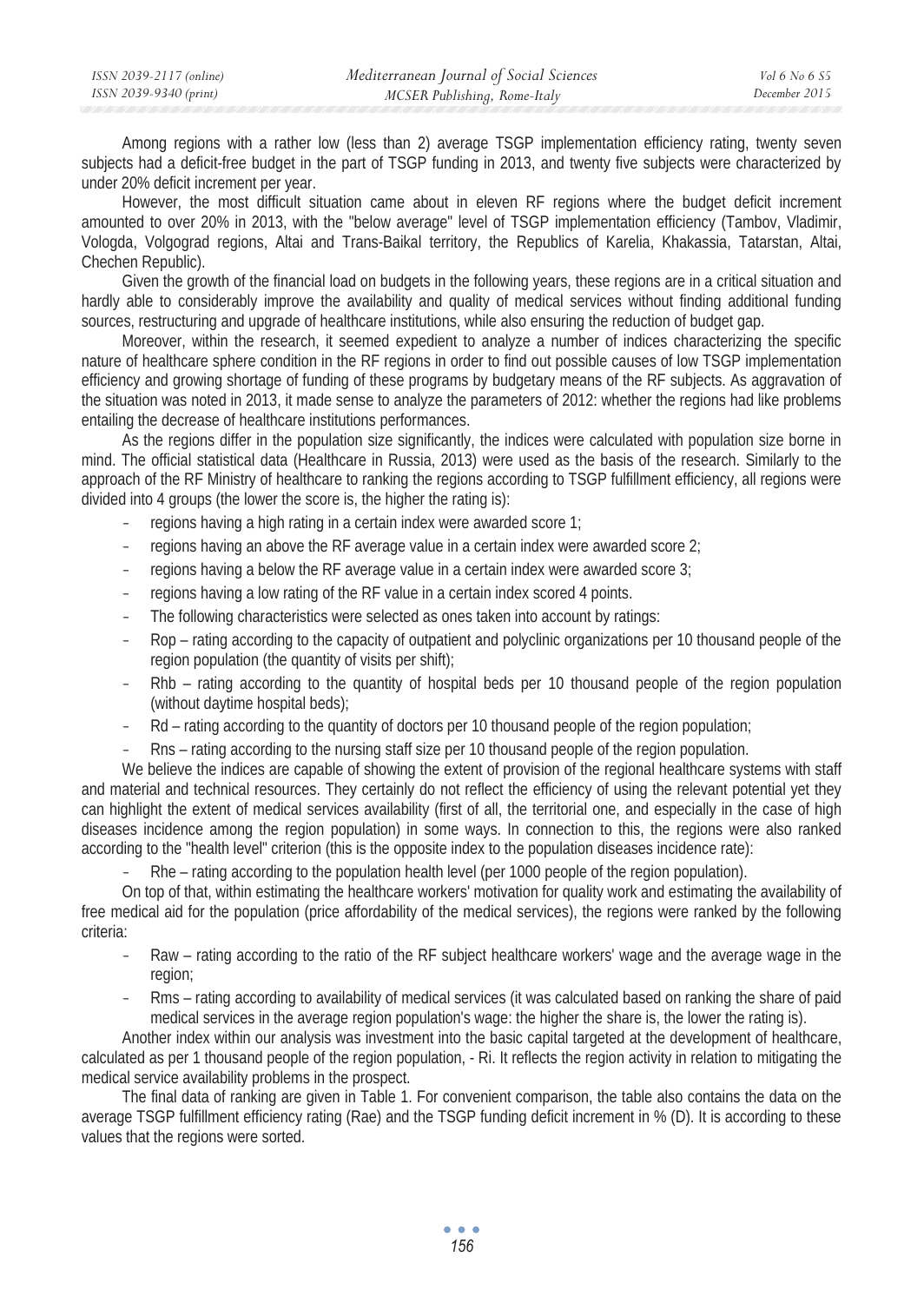Among regions with a rather low (less than 2) average TSGP implementation efficiency rating, twenty seven subjects had a deficit-free budget in the part of TSGP funding in 2013, and twenty five subjects were characterized by under 20% deficit increment per year.

However, the most difficult situation came about in eleven RF regions where the budget deficit increment amounted to over 20% in 2013, with the "below average" level of TSGP implementation efficiency (Tambov, Vladimir, Vologda, Volgograd regions, Altai and Trans-Baikal territory, the Republics of Karelia, Khakassia, Tatarstan, Altai, Chechen Republic).

Given the growth of the financial load on budgets in the following years, these regions are in a critical situation and hardly able to considerably improve the availability and quality of medical services without finding additional funding sources, restructuring and upgrade of healthcare institutions, while also ensuring the reduction of budget gap.

Moreover, within the research, it seemed expedient to analyze a number of indices characterizing the specific nature of healthcare sphere condition in the RF regions in order to find out possible causes of low TSGP implementation efficiency and growing shortage of funding of these programs by budgetary means of the RF subjects. As aggravation of the situation was noted in 2013, it made sense to analyze the parameters of 2012: whether the regions had like problems entailing the decrease of healthcare institutions performances.

As the regions differ in the population size significantly, the indices were calculated with population size borne in mind. The official statistical data (Healthcare in Russia, 2013) were used as the basis of the research. Similarly to the approach of the RF Ministry of healthcare to ranking the regions according to TSGP fulfillment efficiency, all regions were divided into 4 groups (the lower the score is, the higher the rating is):

- regions having a high rating in a certain index were awarded score 1;
- regions having an above the RF average value in a certain index were awarded score 2;
- regions having a below the RF average value in a certain index were awarded score 3;
- regions having a low rating of the RF value in a certain index scored 4 points.
- The following characteristics were selected as ones taken into account by ratings:
- Rop – rating according to the capacity of outpatient and polyclinic organizations per 10 thousand people of the region population (the quantity of visits per shift);
- Rhb – rating according to the quantity of hospital beds per 10 thousand people of the region population (without daytime hospital beds);
- Rd – rating according to the quantity of doctors per 10 thousand people of the region population;
- Rns – rating according to the nursing staff size per 10 thousand people of the region population.

We believe the indices are capable of showing the extent of provision of the regional healthcare systems with staff and material and technical resources. They certainly do not reflect the efficiency of using the relevant potential yet they can highlight the extent of medical services availability (first of all, the territorial one, and especially in the case of high diseases incidence among the region population) in some ways. In connection to this, the regions were also ranked according to the "health level" criterion (this is the opposite index to the population diseases incidence rate):

- Rhe – rating according to the population health level (per 1000 people of the region population).

On top of that, within estimating the healthcare workers' motivation for quality work and estimating the availability of free medical aid for the population (price affordability of the medical services), the regions were ranked by the following criteria:

- Raw – rating according to the ratio of the RF subject healthcare workers' wage and the average wage in the region;
- Rms – rating according to availability of medical services (it was calculated based on ranking the share of paid medical services in the average region population's wage: the higher the share is, the lower the rating is).

Another index within our analysis was investment into the basic capital targeted at the development of healthcare, calculated as per 1 thousand people of the region population, - Ri. It reflects the region activity in relation to mitigating the medical service availability problems in the prospect.

The final data of ranking are given in Table 1. For convenient comparison, the table also contains the data on the average TSGP fulfillment efficiency rating (Rae) and the TSGP funding deficit increment in % (D). It is according to these values that the regions were sorted.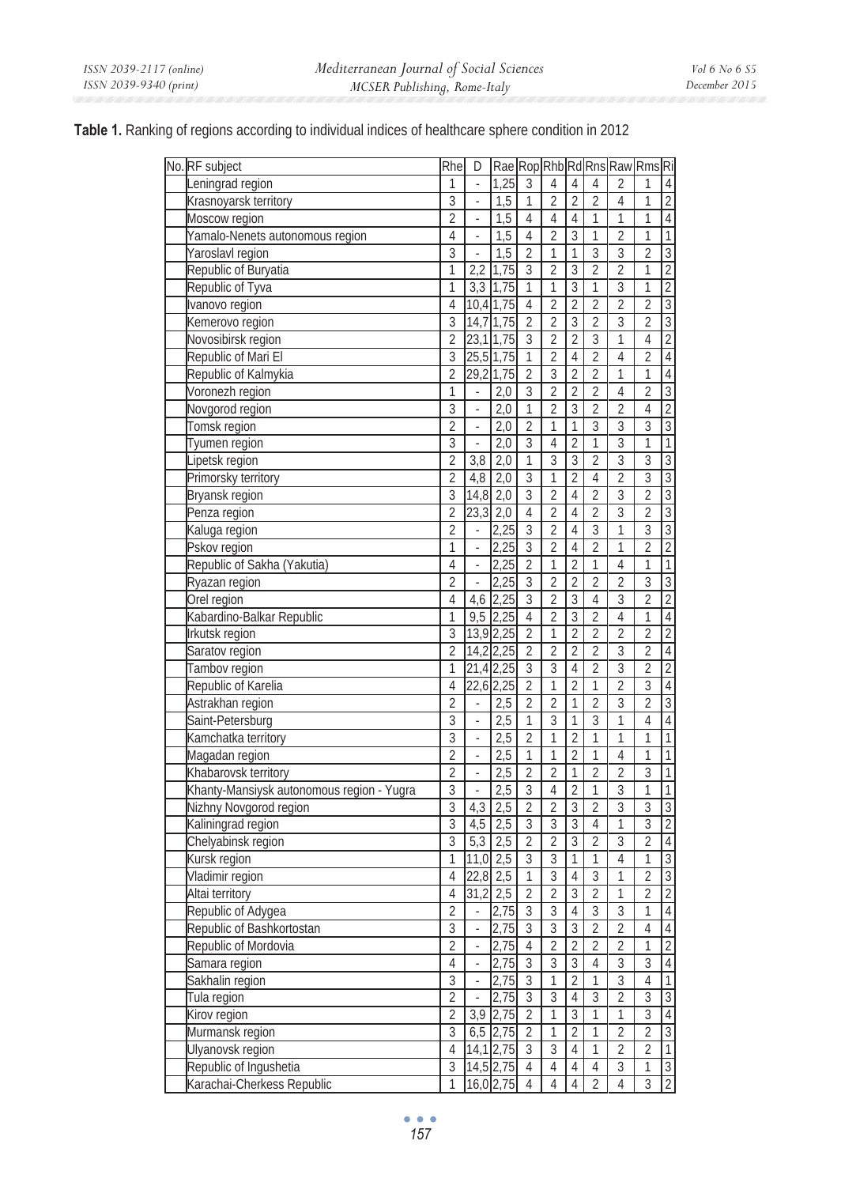**Table 1.** Ranking of regions according to individual indices of healthcare sphere condition in 2012

| No. | RF subject | Rhe | D | Rae | Rop | Rhb | Rd | Rns | Raw | Rms | Ri |
|---|---|---|---|---|---|---|---|---|---|---|---|
| | Leningrad region | 1 | - | 1,25 | 3 | 4 | 4 | 4 | 2 | 1 | 4 |
| | Krasnoyarsk territory | 3 | - | 1,5 | 1 | 2 | 2 | 2 | 4 | 1 | 2 |
| | Moscow region | 2 | - | 1,5 | 4 | 4 | 4 | 1 | 1 | 1 | 4 |
| | Yamalo-Nenets autonomous region | 4 | - | 1,5 | 4 | 2 | 3 | 1 | 2 | 1 | 1 |
| | Yaroslavl region | 3 | - | 1,5 | 2 | 1 | 1 | 3 | 3 | 2 | 3 |
| | Republic of Buryatia | 1 | 2,2 | 1,75 | 3 | 2 | 3 | 2 | 2 | 1 | 2 |
| | Republic of Tyva | 1 | 3,3 | 1,75 | 1 | 1 | 3 | 1 | 3 | 1 | 2 |
| | Ivanovo region | 4 | 10,4 | 1,75 | 4 | 2 | 2 | 2 | 2 | 2 | 3 |
| | Kemerovo region | 3 | 14,7 | 1,75 | 2 | 2 | 3 | 2 | 3 | 2 | 3 |
| | Novosibirsk region | 2 | 23,1 | 1,75 | 3 | 2 | 2 | 3 | 1 | 4 | 2 |
| | Republic of Mari El | 3 | 25,5 | 1,75 | 1 | 2 | 4 | 2 | 4 | 2 | 4 |
| | Republic of Kalmykia | 2 | 29,2 | 1,75 | 2 | 3 | 2 | 2 | 1 | 1 | 4 |
| | Voronezh region | 1 | - | 2,0 | 3 | 2 | 2 | 2 | 4 | 2 | 3 |
| | Novgorod region | 3 | - | 2,0 | 1 | 2 | 3 | 2 | 2 | 4 | 2 |
| | Tomsk region | 2 | - | 2,0 | 2 | 1 | 1 | 3 | 3 | 3 | 3 |
| | Tyumen region | 3 | - | 2,0 | 3 | 4 | 2 | 1 | 3 | 1 | 1 |
| | Lipetsk region | 2 | 3,8 | 2,0 | 1 | 3 | 3 | 2 | 3 | 3 | 3 |
| | Primorsky territory | 2 | 4,8 | 2,0 | 3 | 1 | 2 | 4 | 2 | 3 | 3 |
| | Bryansk region | 3 | 14,8 | 2,0 | 3 | 2 | 4 | 2 | 3 | 2 | 3 |
| | Penza region | 2 | 23,3 | 2,0 | 4 | 2 | 4 | 2 | 3 | 2 | 3 |
| | Kaluga region | 2 | - | 2,25 | 3 | 2 | 4 | 3 | 1 | 3 | 3 |
| | Pskov region | 1 | - | 2,25 | 3 | 2 | 4 | 2 | 1 | 2 | 2 |
| | Republic of Sakha (Yakutia) | 4 | - | 2,25 | 2 | 1 | 2 | 1 | 4 | 1 | 1 |
| | Ryazan region | 2 | - | 2,25 | 3 | 2 | 2 | 2 | 2 | 3 | 3 |
| | Orel region | 4 | 4,6 | 2,25 | 3 | 2 | 3 | 4 | 3 | 2 | 2 |
| | Kabardino-Balkar Republic | 1 | 9,5 | 2,25 | 4 | 2 | 3 | 2 | 4 | 1 | 4 |
| | Irkutsk region | 3 | 13,9 | 2,25 | 2 | 1 | 2 | 2 | 2 | 2 | 2 |
| | Saratov region | 2 | 14,2 | 2,25 | 2 | 2 | 2 | 2 | 3 | 2 | 4 |
| | Tambov region | 1 | 21,4 | 2,25 | 3 | 3 | 4 | 2 | 3 | 2 | 2 |
| | Republic of Karelia | 4 | 22,6 | 2,25 | 2 | 1 | 2 | 1 | 2 | 3 | 4 |
| | Astrakhan region | 2 | - | 2,5 | 2 | 2 | 1 | 2 | 3 | 2 | 3 |
| | Saint-Petersburg | 3 | - | 2,5 | 1 | 3 | 1 | 3 | 1 | 4 | 4 |
| | Kamchatka territory | 3 | - | 2,5 | 2 | 1 | 2 | 1 | 1 | 1 | 1 |
| | Magadan region | 2 | - | 2,5 | 1 | 1 | 2 | 1 | 4 | 1 | 1 |
| | Khabarovsk territory | 2 | - | 2,5 | 2 | 2 | 1 | 2 | 2 | 3 | 1 |
| | Khanty-Mansiysk autonomous region - Yugra | 3 | - | 2,5 | 3 | 4 | 2 | 1 | 3 | 1 | 1 |
| | Nizhny Novgorod region | 3 | 4,3 | 2,5 | 2 | 2 | 3 | 2 | 3 | 3 | 3 |
| | Kaliningrad region | 3 | 4,5 | 2,5 | 3 | 3 | 3 | 4 | 1 | 3 | 2 |
| | Chelyabinsk region | 3 | 5,3 | 2,5 | 2 | 2 | 3 | 2 | 3 | 2 | 4 |
| | Kursk region | 1 | 11,0 | 2,5 | 3 | 3 | 1 | 1 | 4 | 1 | 3 |
| | Vladimir region | 4 | 22,8 | 2,5 | 1 | 3 | 4 | 3 | 1 | 2 | 3 |
| | Altai territory | 4 | 31,2 | 2,5 | 2 | 2 | 3 | 2 | 1 | 2 | 2 |
| | Republic of Adygea | 2 | - | 2,75 | 3 | 3 | 4 | 3 | 3 | 1 | 4 |
| | Republic of Bashkortostan | 3 | - | 2,75 | 3 | 3 | 3 | 2 | 2 | 4 | 4 |
| | Republic of Mordovia | 2 | - | 2,75 | 4 | 2 | 2 | 2 | 2 | 1 | 2 |
| | Samara region | 4 | - | 2,75 | 3 | 3 | 3 | 4 | 3 | 3 | 4 |
| | Sakhalin region | 3 | - | 2,75 | 3 | 1 | 2 | 1 | 3 | 4 | 1 |
| | Tula region | 2 | - | 2,75 | 3 | 3 | 4 | 3 | 2 | 3 | 3 |
| | Kirov region | 2 | 3,9 | 2,75 | 2 | 1 | 3 | 1 | 1 | 3 | 4 |
| | Murmansk region | 3 | 6,5 | 2,75 | 2 | 1 | 2 | 1 | 2 | 2 | 3 |
| | Ulyanovsk region | 4 | 14,1 | 2,75 | 3 | 3 | 4 | 1 | 2 | 2 | 1 |
| | Republic of Ingushetia | 3 | 14,5 | 2,75 | 4 | 4 | 4 | 4 | 3 | 1 | 3 |
| | Karachai-Cherkess Republic | 1 | 16,0 | 2,75 | 4 | 4 | 4 | 2 | 4 | 3 | 2 |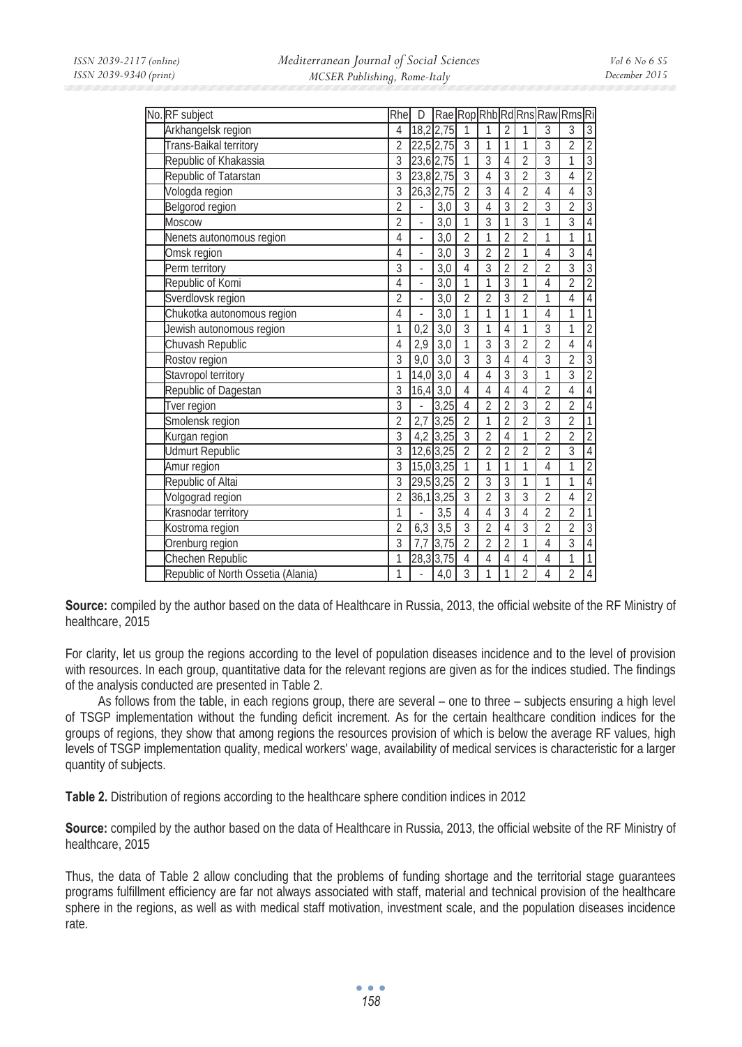| No. | RF subject | Rhe | D | Rae | Rop | Rhb | Rd | Rns | Raw | Rms | Ri |
|---|---|---|---|---|---|---|---|---|---|---|---|
| | Arkhangelsk region | 4 | 18,2 | 2,75 | 1 | 1 | 2 | 1 | 3 | 3 | 3 |
| | Trans-Baikal territory | 2 | 22,5 | 2,75 | 3 | 1 | 1 | 1 | 3 | 2 | 2 |
| | Republic of Khakassia | 3 | 23,6 | 2,75 | 1 | 3 | 4 | 2 | 3 | 1 | 3 |
| | Republic of Tatarstan | 3 | 23,8 | 2,75 | 3 | 4 | 3 | 2 | 3 | 4 | 2 |
| | Vologda region | 3 | 26,3 | 2,75 | 2 | 3 | 4 | 2 | 4 | 4 | 3 |
| | Belgorod region | 2 | - | 3,0 | 3 | 4 | 3 | 2 | 3 | 2 | 3 |
| | Moscow | 2 | - | 3,0 | 1 | 3 | 1 | 3 | 1 | 3 | 4 |
| | Nenets autonomous region | 4 | - | 3,0 | 2 | 1 | 2 | 2 | 1 | 1 | 1 |
| | Omsk region | 4 | - | 3,0 | 3 | 2 | 2 | 1 | 4 | 3 | 4 |
| | Perm territory | 3 | - | 3,0 | 4 | 3 | 2 | 2 | 2 | 3 | 3 |
| | Republic of Komi | 4 | - | 3,0 | 1 | 1 | 3 | 1 | 4 | 2 | 2 |
| | Sverdlovsk region | 2 | - | 3,0 | 2 | 2 | 3 | 2 | 1 | 4 | 4 |
| | Chukotka autonomous region | 4 | - | 3,0 | 1 | 1 | 1 | 1 | 4 | 1 | 1 |
| | Jewish autonomous region | 1 | 0,2 | 3,0 | 3 | 1 | 4 | 1 | 3 | 1 | 2 |
| | Chuvash Republic | 4 | 2,9 | 3,0 | 1 | 3 | 3 | 2 | 2 | 4 | 4 |
| | Rostov region | 3 | 9,0 | 3,0 | 3 | 3 | 4 | 4 | 3 | 2 | 3 |
| | Stavropol territory | 1 | 14,0 | 3,0 | 4 | 4 | 3 | 3 | 1 | 3 | 2 |
| | Republic of Dagestan | 3 | 16,4 | 3,0 | 4 | 4 | 4 | 4 | 2 | 4 | 4 |
| | Tver region | 3 | - | 3,25 | 4 | 2 | 2 | 3 | 2 | 2 | 4 |
| | Smolensk region | 2 | 2,7 | 3,25 | 2 | 1 | 2 | 2 | 3 | 2 | 1 |
| | Kurgan region | 3 | 4,2 | 3,25 | 3 | 2 | 4 | 1 | 2 | 2 | 2 |
| | Udmurt Republic | 3 | 12,6 | 3,25 | 2 | 2 | 2 | 2 | 2 | 3 | 4 |
| | Amur region | 3 | 15,0 | 3,25 | 1 | 1 | 1 | 1 | 4 | 1 | 2 |
| | Republic of Altai | 3 | 29,5 | 3,25 | 2 | 3 | 3 | 1 | 1 | 1 | 4 |
| | Volgograd region | 2 | 36,1 | 3,25 | 3 | 2 | 3 | 3 | 2 | 4 | 2 |
| | Krasnodar territory | 1 | - | 3,5 | 4 | 4 | 3 | 4 | 2 | 2 | 1 |
| | Kostroma region | 2 | 6,3 | 3,5 | 3 | 2 | 4 | 3 | 2 | 2 | 3 |
| | Orenburg region | 3 | 7,7 | 3,75 | 2 | 2 | 2 | 1 | 4 | 3 | 4 |
| | Chechen Republic | 1 | 28,3 | 3,75 | 4 | 4 | 4 | 4 | 4 | 1 | 1 |
| | Republic of North Ossetia (Alania) | 1 | - | 4,0 | 3 | 1 | 1 | 2 | 4 | 2 | 4 |

**Source:** compiled by the author based on the data of Healthcare in Russia, 2013, the official website of the RF Ministry of healthcare, 2015

For clarity, let us group the regions according to the level of population diseases incidence and to the level of provision with resources. In each group, quantitative data for the relevant regions are given as for the indices studied. The findings of the analysis conducted are presented in Table 2.

As follows from the table, in each regions group, there are several – one to three – subjects ensuring a high level of TSGP implementation without the funding deficit increment. As for the certain healthcare condition indices for the groups of regions, they show that among regions the resources provision of which is below the average RF values, high levels of TSGP implementation quality, medical workers' wage, availability of medical services is characteristic for a larger quantity of subjects.

**Table 2.** Distribution of regions according to the healthcare sphere condition indices in 2012

**Source:** compiled by the author based on the data of Healthcare in Russia, 2013, the official website of the RF Ministry of healthcare, 2015

Thus, the data of Table 2 allow concluding that the problems of funding shortage and the territorial stage guarantees programs fulfillment efficiency are far not always associated with staff, material and technical provision of the healthcare sphere in the regions, as well as with medical staff motivation, investment scale, and the population diseases incidence rate.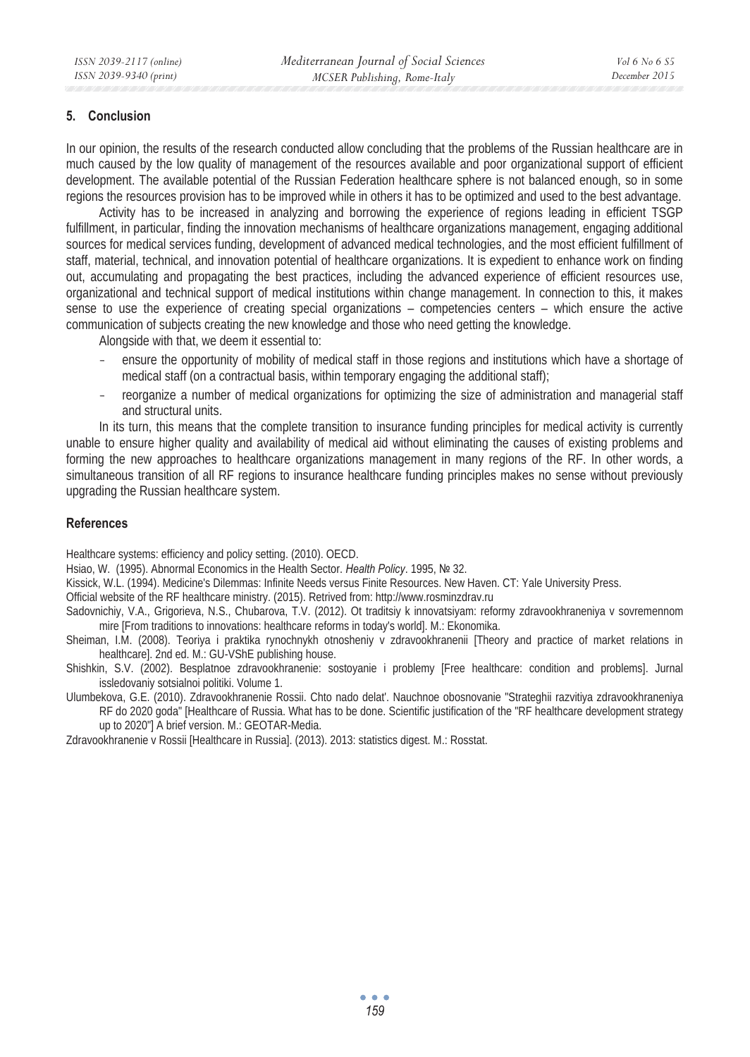## 5. Conclusion

In our opinion, the results of the research conducted allow concluding that the problems of the Russian healthcare are in much caused by the low quality of management of the resources available and poor organizational support of efficient development. The available potential of the Russian Federation healthcare sphere is not balanced enough, so in some regions the resources provision has to be improved while in others it has to be optimized and used to the best advantage.

Activity has to be increased in analyzing and borrowing the experience of regions leading in efficient TSGP fulfillment, in particular, finding the innovation mechanisms of healthcare organizations management, engaging additional sources for medical services funding, development of advanced medical technologies, and the most efficient fulfillment of staff, material, technical, and innovation potential of healthcare organizations. It is expedient to enhance work on finding out, accumulating and propagating the best practices, including the advanced experience of efficient resources use, organizational and technical support of medical institutions within change management. In connection to this, it makes sense to use the experience of creating special organizations – competencies centers – which ensure the active communication of subjects creating the new knowledge and those who need getting the knowledge.

Alongside with that, we deem it essential to:

- ensure the opportunity of mobility of medical staff in those regions and institutions which have a shortage of medical staff (on a contractual basis, within temporary engaging the additional staff);
- reorganize a number of medical organizations for optimizing the size of administration and managerial staff and structural units.

In its turn, this means that the complete transition to insurance funding principles for medical activity is currently unable to ensure higher quality and availability of medical aid without eliminating the causes of existing problems and forming the new approaches to healthcare organizations management in many regions of the RF. In other words, a simultaneous transition of all RF regions to insurance healthcare funding principles makes no sense without previously upgrading the Russian healthcare system.

## References

Healthcare systems: efficiency and policy setting. (2010). OECD.

Hsiao, W. (1995). Abnormal Economics in the Health Sector. *Health Policy*. 1995, № 32.

Kissick, W.L. (1994). Medicine's Dilemmas: Infinite Needs versus Finite Resources. New Haven. CT: Yale University Press.

Official website of the RF healthcare ministry. (2015). Retrived from: http://www.rosminzdrav.ru

Sadovnichiy, V.A., Grigorieva, N.S., Chubarova, T.V. (2012). Ot traditsiy k innovatsiyam: reformy zdravookhraneniya v sovremennom mire [From traditions to innovations: healthcare reforms in today's world]. M.: Ekonomika.

Sheiman, I.M. (2008). Teoriya i praktika rynochnykh otnosheniy v zdravookhranenii [Theory and practice of market relations in healthcare]. 2nd ed. M.: GU-VShE publishing house.

Shishkin, S.V. (2002). Besplatnoe zdravookhranenie: sostoyanie i problemy [Free healthcare: condition and problems]. Jurnal issledovaniy sotsialnoi politiki. Volume 1.

Ulumbekova, G.E. (2010). Zdravookhranenie Rossii. Chto nado delat'. Nauchnoe obosnovanie "Strateghii razvitiya zdravookhraneniya RF do 2020 goda" [Healthcare of Russia. What has to be done. Scientific justification of the "RF healthcare development strategy up to 2020"] A brief version. M.: GEOTAR-Media.

Zdravookhranenie v Rossii [Healthcare in Russia]. (2013). 2013: statistics digest. M.: Rosstat.